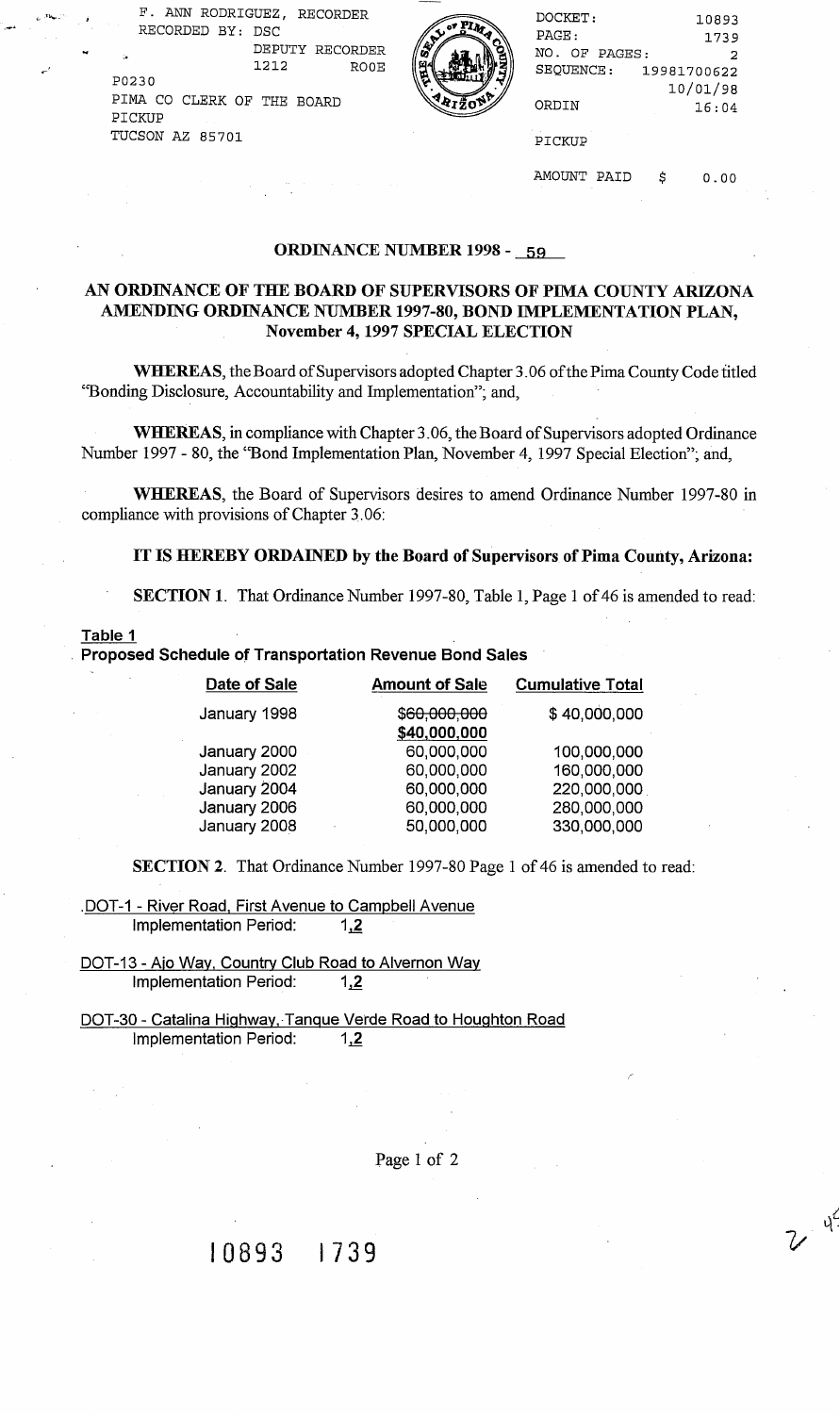F. ANN RODRIGUEZ, RECORDER
RECORDED BY: DSC
DEPUTY RECORDER
1212 ROOE
P0230
PIMA CO CLERK OF THE BOARD
PICKUP
TUCSON AZ 85701

DOCKET: 10893
PAGE: 1739
NO. OF PAGES: 2
SEQUENCE: 19981700622
10/01/98
ORDIN 16:04

PICKUP

AMOUNT PAID $ 0.00

## ORDINANCE NUMBER 1998 - 59

## AN ORDINANCE OF THE BOARD OF SUPERVISORS OF PIMA COUNTY ARIZONA AMENDING ORDINANCE NUMBER 1997-80, BOND IMPLEMENTATION PLAN, November 4, 1997 SPECIAL ELECTION

**WHEREAS**, the Board of Supervisors adopted Chapter 3.06 of the Pima County Code titled "Bonding Disclosure, Accountability and Implementation"; and,

**WHEREAS**, in compliance with Chapter 3.06, the Board of Supervisors adopted Ordinance Number 1997 - 80, the "Bond Implementation Plan, November 4, 1997 Special Election"; and,

**WHEREAS**, the Board of Supervisors desires to amend Ordinance Number 1997-80 in compliance with provisions of Chapter 3.06:

**IT IS HEREBY ORDAINED by the Board of Supervisors of Pima County, Arizona:**

**SECTION 1**. That Ordinance Number 1997-80, Table 1, Page 1 of 46 is amended to read:

**Table 1**

**Proposed Schedule of Transportation Revenue Bond Sales**

| Date of Sale | Amount of Sale | Cumulative Total |
|---|---|---|
| January 1998 | ~~$60,000,000~~ **$40,000,000** | $ 40,000,000 |
| January 2000 | 60,000,000 | 100,000,000 |
| January 2002 | 60,000,000 | 160,000,000 |
| January 2004 | 60,000,000 | 220,000,000 |
| January 2006 | 60,000,000 | 280,000,000 |
| January 2008 | 50,000,000 | 330,000,000 |

**SECTION 2**. That Ordinance Number 1997-80 Page 1 of 46 is amended to read:

DOT-1 - River Road, First Avenue to Campbell Avenue
Implementation Period: 1,**2**

DOT-13 - Ajo Way, Country Club Road to Alvernon Way
Implementation Period: 1,**2**

DOT-30 - Catalina Highway, Tanque Verde Road to Houghton Road
Implementation Period: 1,**2**

10893 1739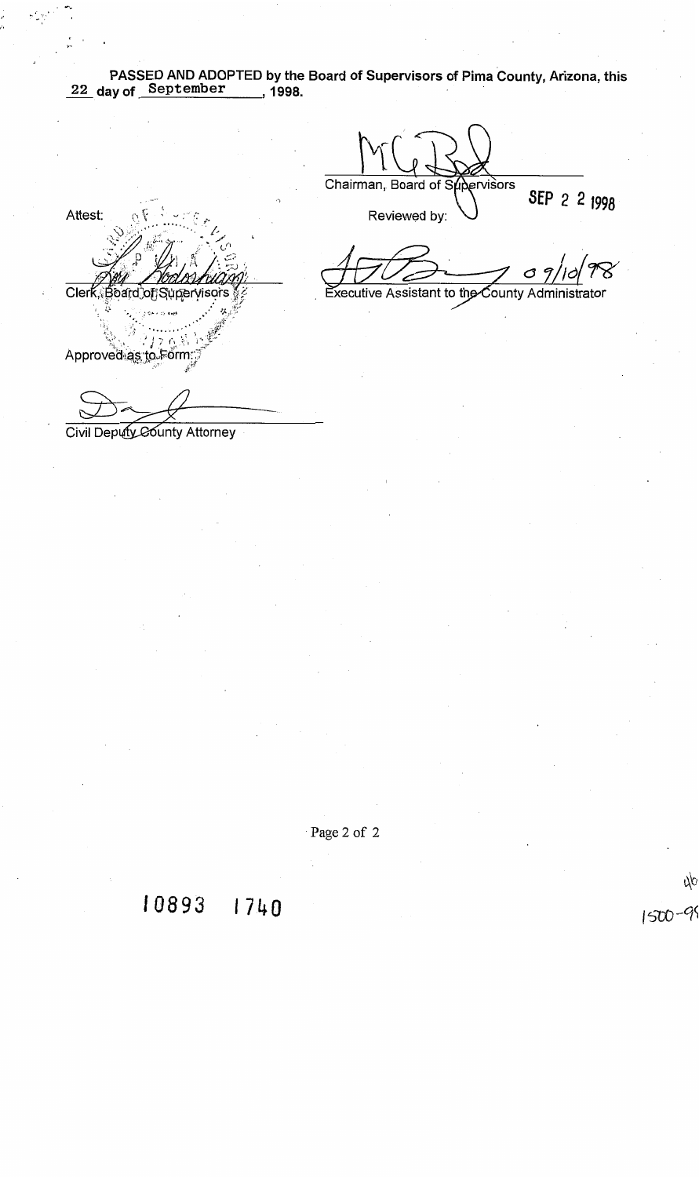**PASSED AND ADOPTED by the Board of Supervisors of Pima County, Arizona, this 22 day of September, 1998.**

Chairman, Board of Supervisors

SEP 2 2 1998

Reviewed by:

09/10/98

Executive Assistant to the County Administrator

Attest:

Clerk, Board of Supervisors

Approved as to Form:

Civil Deputy County Attorney

10893 1740

1500-98